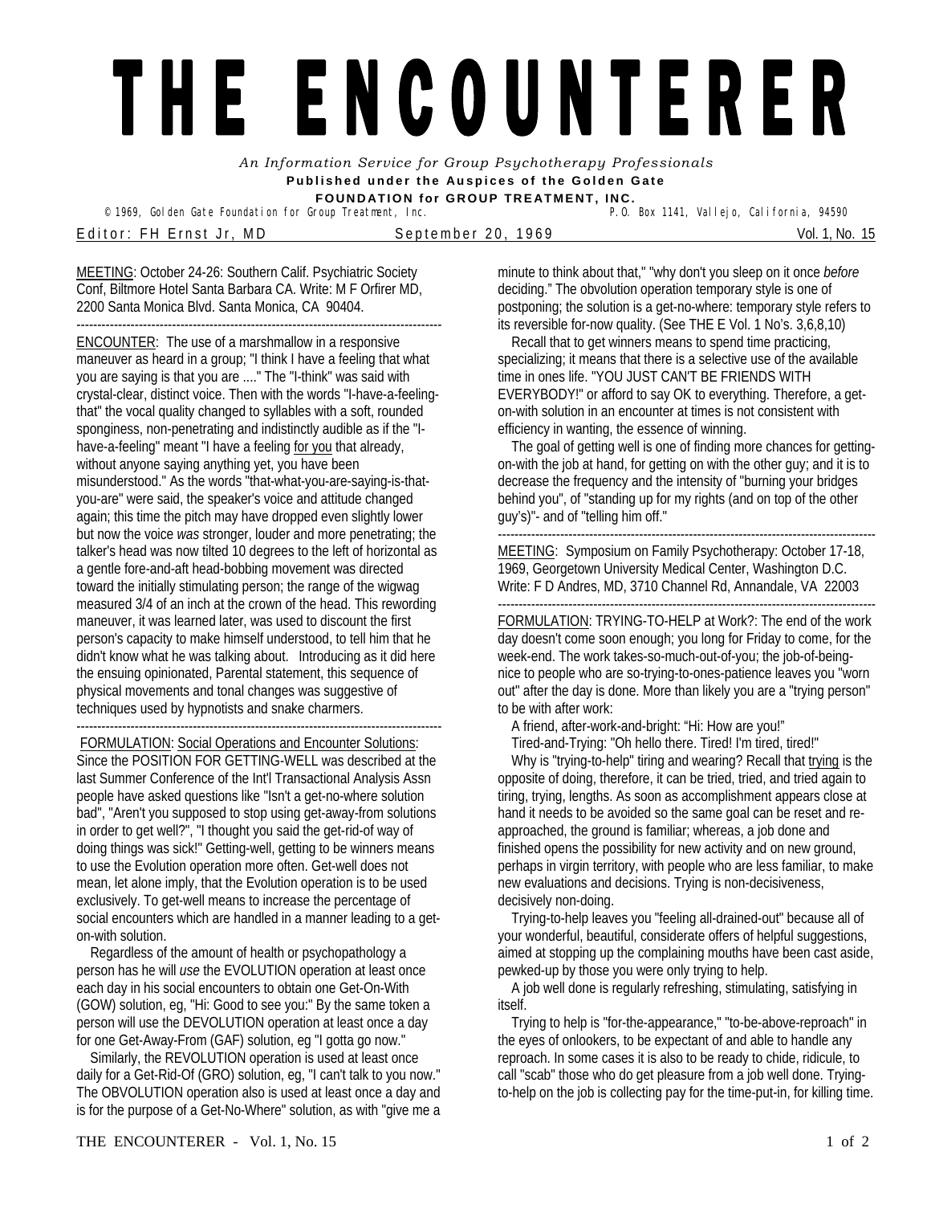# THE ENCOUNTER ER

*An Information Service for Group Psychotherapy Professionals*

**Published under the Auspices of the Golden Gate FOUNDATION for GROUP TREATMENT, INC.**

© 1969, Golden Gate Foundation for Group Treatment, Inc. P.O. Box 1141, Vallejo, California, 94590

Editor: FH Ernst Jr, MD — September 20, 1969 — Vol. 1, No. 15

MEETING: October 24-26: Southern Calif. Psychiatric Society Conf, Biltmore Hotel Santa Barbara CA. Write: M F Orfirer MD, 2200 Santa Monica Blvd. Santa Monica, CA 90404.

---

ENCOUNTER: The use of a marshmallow in a responsive maneuver as heard in a group; "I think I have a feeling that what you are saying is that you are ...." The "I-think" was said with crystal-clear, distinct voice. Then with the words "I-have-a-feeling-that" the vocal quality changed to syllables with a soft, rounded sponginess, non-penetrating and indistinctly audible as if the "I-have-a-feeling" meant "I have a feeling for you that already, without anyone saying anything yet, you have been misunderstood." As the words "that-what-you-are-saying-is-that-you-are" were said, the speaker's voice and attitude changed again; this time the pitch may have dropped even slightly lower but now the voice *was* stronger, louder and more penetrating; the talker's head was now tilted 10 degrees to the left of horizontal as a gentle fore-and-aft head-bobbing movement was directed toward the initially stimulating person; the range of the wigwag measured 3/4 of an inch at the crown of the head. This rewording maneuver, it was learned later, was used to discount the first person's capacity to make himself understood, to tell him that he didn't know what he was talking about. Introducing as it did here the ensuing opinionated, Parental statement, this sequence of physical movements and tonal changes was suggestive of techniques used by hypnotists and snake charmers.

---

FORMULATION: Social Operations and Encounter Solutions: Since the POSITION FOR GETTING-WELL was described at the last Summer Conference of the Int'l Transactional Analysis Assn people have asked questions like "Isn't a get-no-where solution bad", "Aren't you supposed to stop using get-away-from solutions in order to get well?", "I thought you said the get-rid-of way of doing things was sick!" Getting-well, getting to be winners means to use the Evolution operation more often. Get-well does not mean, let alone imply, that the Evolution operation is to be used exclusively. To get-well means to increase the percentage of social encounters which are handled in a manner leading to a get-on-with solution.

Regardless of the amount of health or psychopathology a person has he will *use* the EVOLUTION operation at least once each day in his social encounters to obtain one Get-On-With (GOW) solution, eg, "Hi: Good to see you:" By the same token a person will use the DEVOLUTION operation at least once a day for one Get-Away-From (GAF) solution, eg "I gotta go now."

Similarly, the REVOLUTION operation is used at least once daily for a Get-Rid-Of (GRO) solution, eg, "I can't talk to you now." The OBVOLUTION operation also is used at least once a day and is for the purpose of a Get-No-Where" solution, as with "give me a minute to think about that," "why don't you sleep on it once *before* deciding." The obvolution operation temporary style is one of postponing; the solution is a get-no-where: temporary style refers to its reversible for-now quality. (See THE E Vol. 1 No's. 3,6,8,10)

Recall that to get winners means to spend time practicing, specializing; it means that there is a selective use of the available time in ones life. "YOU JUST CAN'T BE FRIENDS WITH EVERYBODY!" or afford to say OK to everything. Therefore, a get-on-with solution in an encounter at times is not consistent with efficiency in wanting, the essence of winning.

The goal of getting well is one of finding more chances for getting-on-with the job at hand, for getting on with the other guy; and it is to decrease the frequency and the intensity of "burning your bridges behind you", of "standing up for my rights (and on top of the other guy's)"- and of "telling him off."

---

MEETING: Symposium on Family Psychotherapy: October 17-18, 1969, Georgetown University Medical Center, Washington D.C. Write: F D Andres, MD, 3710 Channel Rd, Annandale, VA 22003

---

FORMULATION: TRYING-TO-HELP at Work?: The end of the work day doesn't come soon enough; you long for Friday to come, for the week-end. The work takes-so-much-out-of-you; the job-of-being-nice to people who are so-trying-to-ones-patience leaves you "worn out" after the day is done. More than likely you are a "trying person" to be with after work:

A friend, after-work-and-bright: "Hi: How are you!"

Tired-and-Trying: "Oh hello there. Tired! I'm tired, tired!"

Why is "trying-to-help" tiring and wearing? Recall that trying is the opposite of doing, therefore, it can be tried, tried, and tried again to tiring, trying, lengths. As soon as accomplishment appears close at hand it needs to be avoided so the same goal can be reset and re-approached, the ground is familiar; whereas, a job done and finished opens the possibility for new activity and on new ground, perhaps in virgin territory, with people who are less familiar, to make new evaluations and decisions. Trying is non-decisiveness, decisively non-doing.

Trying-to-help leaves you "feeling all-drained-out" because all of your wonderful, beautiful, considerate offers of helpful suggestions, aimed at stopping up the complaining mouths have been cast aside, pewked-up by those you were only trying to help.

A job well done is regularly refreshing, stimulating, satisfying in itself.

Trying to help is "for-the-appearance," "to-be-above-reproach" in the eyes of onlookers, to be expectant of and able to handle any reproach. In some cases it is also to be ready to chide, ridicule, to call "scab" those who do get pleasure from a job well done. Trying-to-help on the job is collecting pay for the time-put-in, for killing time.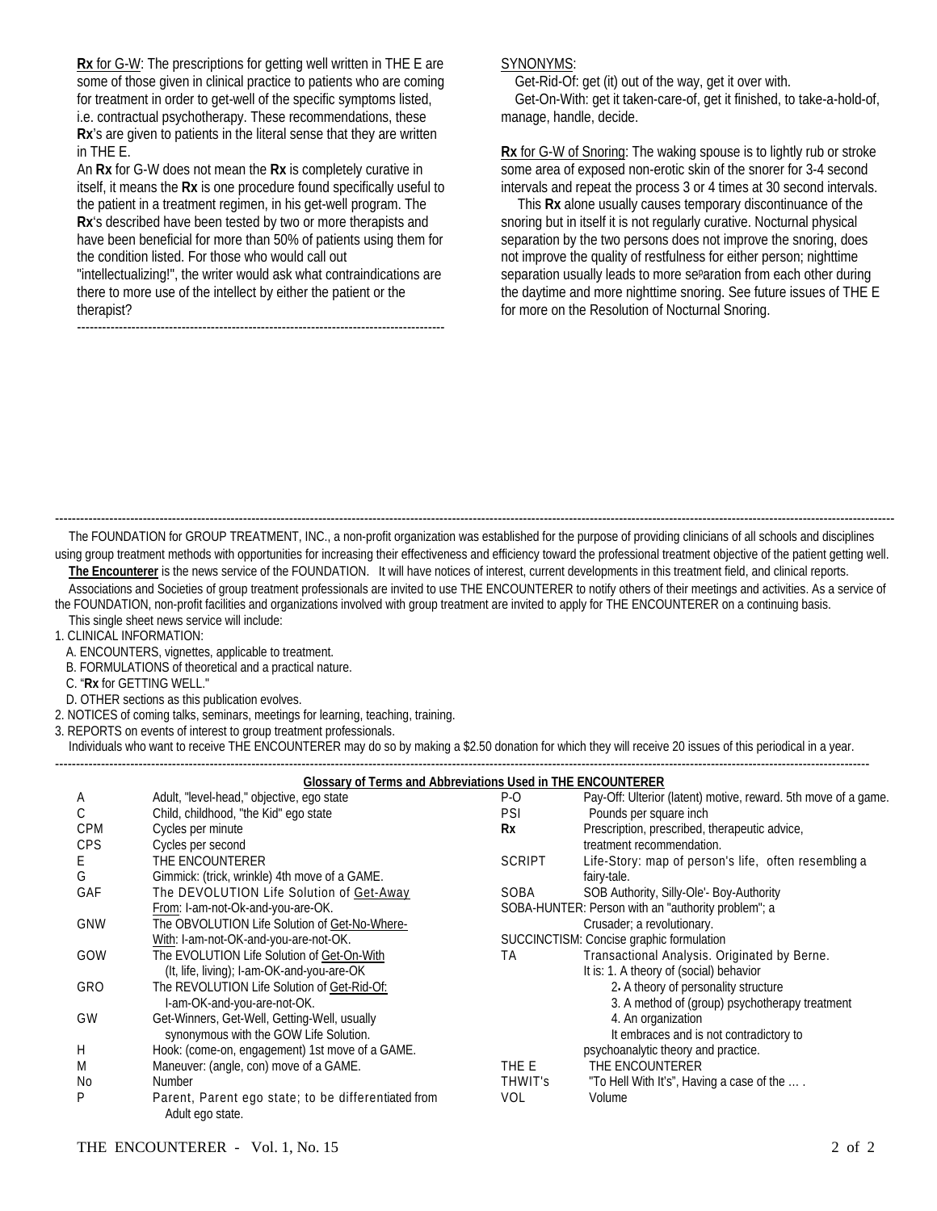**Rx** for G-W: The prescriptions for getting well written in THE E are some of those given in clinical practice to patients who are coming for treatment in order to get-well of the specific symptoms listed, i.e. contractual psychotherapy. These recommendations, these **Rx**'s are given to patients in the literal sense that they are written in THE E.

An **Rx** for G-W does not mean the **Rx** is completely curative in itself, it means the **Rx** is one procedure found specifically useful to the patient in a treatment regimen, in his get-well program. The **Rx**'s described have been tested by two or more therapists and have been beneficial for more than 50% of patients using them for the condition listed. For those who would call out "intellectualizing!", the writer would ask what contraindications are there to more use of the intellect by either the patient or the therapist?

---

SYNONYMS:

Get-Rid-Of: get (it) out of the way, get it over with.

Get-On-With: get it taken-care-of, get it finished, to take-a-hold-of, manage, handle, decide.

**Rx** for G-W of Snoring: The waking spouse is to lightly rub or stroke some area of exposed non-erotic skin of the snorer for 3-4 second intervals and repeat the process 3 or 4 times at 30 second intervals.

This **Rx** alone usually causes temporary discontinuance of the snoring but in itself it is not regularly curative. Nocturnal physical separation by the two persons does not improve the snoring, does not improve the quality of restfulness for either person; nighttime separation usually leads to more separation from each other during the daytime and more nighttime snoring. See future issues of THE E for more on the Resolution of Nocturnal Snoring.

---

The FOUNDATION for GROUP TREATMENT, INC., a non-profit organization was established for the purpose of providing clinicians of all schools and disciplines using group treatment methods with opportunities for increasing their effectiveness and efficiency toward the professional treatment objective of the patient getting well.

**The Encounterer** is the news service of the FOUNDATION. It will have notices of interest, current developments in this treatment field, and clinical reports.

Associations and Societies of group treatment professionals are invited to use THE ENCOUNTERER to notify others of their meetings and activities. As a service of the FOUNDATION, non-profit facilities and organizations involved with group treatment are invited to apply for THE ENCOUNTERER on a continuing basis.

This single sheet news service will include:

1. CLINICAL INFORMATION:
   - A. ENCOUNTERS, vignettes, applicable to treatment.
   - B. FORMULATIONS of theoretical and a practical nature.
   - C. "**Rx** for GETTING WELL."
   - D. OTHER sections as this publication evolves.
2. NOTICES of coming talks, seminars, meetings for learning, teaching, training.
3. REPORTS on events of interest to group treatment professionals.

Individuals who want to receive THE ENCOUNTERER may do so by making a $2.50 donation for which they will receive 20 issues of this periodical in a year.

---

**Glossary of Terms and Abbreviations Used in THE ENCOUNTERER**

| | |
|---|---|
| A | Adult, "level-head," objective, ego state |
| C | Child, childhood, "the Kid" ego state |
| CPM | Cycles per minute |
| CPS | Cycles per second |
| E | THE ENCOUNTERER |
| G | Gimmick: (trick, wrinkle) 4th move of a GAME. |
| GAF | The DEVOLUTION Life Solution of Get-Away From: I-am-not-Ok-and-you-are-OK. |
| GNW | The OBVOLUTION Life Solution of Get-No-Where-With: I-am-not-OK-and-you-are-not-OK. |
| GOW | The EVOLUTION Life Solution of Get-On-With (It, life, living); I-am-OK-and-you-are-OK |
| GRO | The REVOLUTION Life Solution of Get-Rid-Of: I-am-OK-and-you-are-not-OK. |
| GW | Get-Winners, Get-Well, Getting-Well, usually synonymous with the GOW Life Solution. |
| H | Hook: (come-on, engagement) 1st move of a GAME. |
| M | Maneuver: (angle, con) move of a GAME. |
| No | Number |
| P | Parent, Parent ego state; to be differentiated from Adult ego state. |
| P-O | Pay-Off: Ulterior (latent) motive, reward. 5th move of a game. |
| PSI | Pounds per square inch |
| **Rx** | Prescription, prescribed, therapeutic advice, treatment recommendation. |
| SCRIPT | Life-Story: map of person's life, often resembling a fairy-tale. |
| SOBA | SOB Authority, Silly-Ole'- Boy-Authority |
| SOBA-HUNTER | Person with an "authority problem"; a Crusader; a revolutionary. |
| SUCCINCTISM | Concise graphic formulation |
| TA | Transactional Analysis. Originated by Berne. It is: 1. A theory of (social) behavior 2. A theory of personality structure 3. A method of (group) psychotherapy treatment 4. An organization. It embraces and is not contradictory to psychoanalytic theory and practice. |
| THE E | THE ENCOUNTERER |
| THWIT's | "To Hell With It's", Having a case of the … . |
| VOL | Volume |